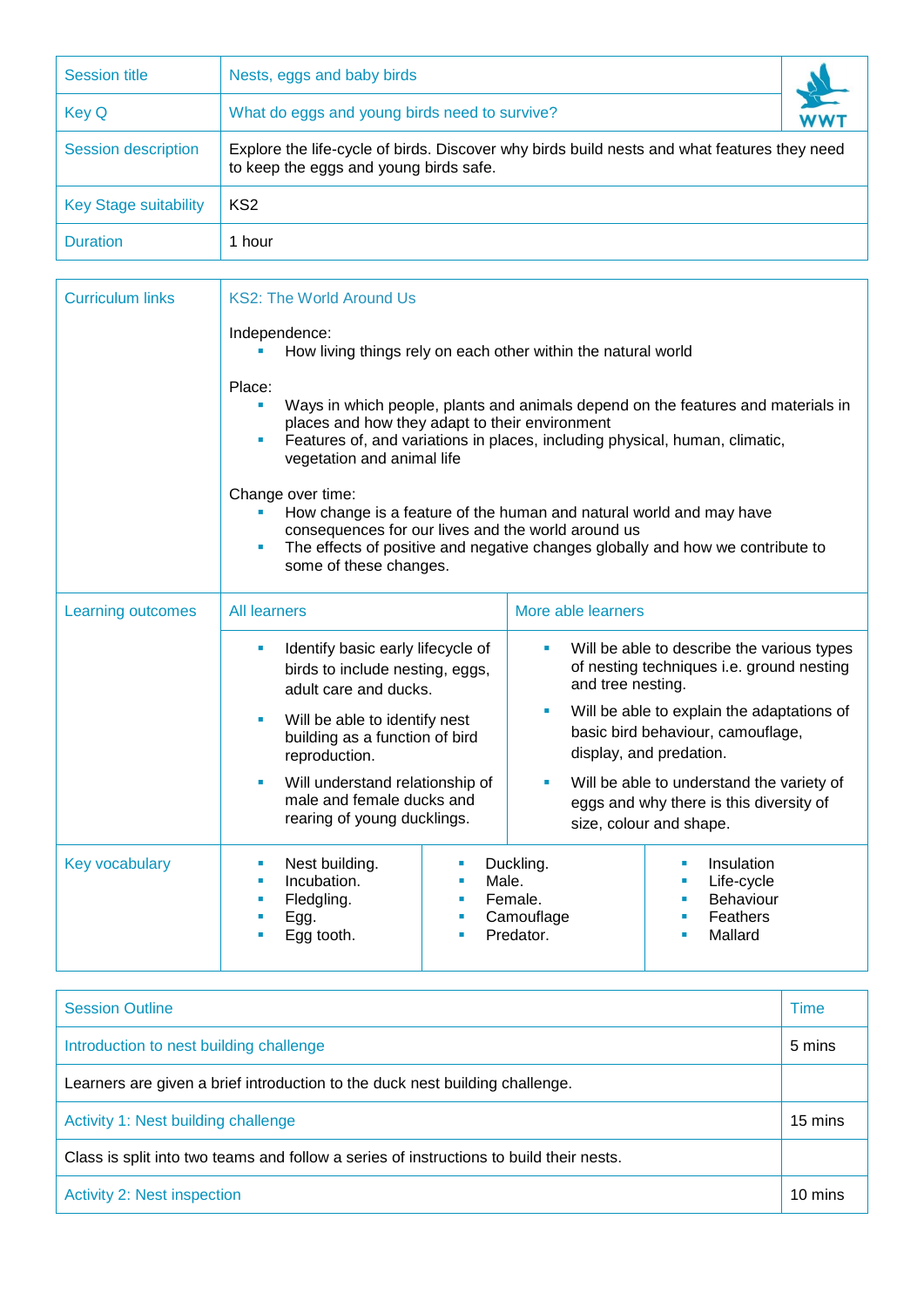| Session title | Nests, eggs and baby birds |
|---|---|
| Key Q | What do eggs and young birds need to survive? |
| Session description | Explore the life-cycle of birds. Discover why birds build nests and what features they need to keep the eggs and young birds safe. |
| Key Stage suitability | KS2 |
| Duration | 1 hour |

| Curriculum links | KS2: The World Around Us<br><br>Independence:<br>▪ How living things rely on each other within the natural world<br><br>Place:<br>▪ Ways in which people, plants and animals depend on the features and materials in places and how they adapt to their environment<br>▪ Features of, and variations in places, including physical, human, climatic, vegetation and animal life<br><br>Change over time:<br>▪ How change is a feature of the human and natural world and may have consequences for our lives and the world around us<br>▪ The effects of positive and negative changes globally and how we contribute to some of these changes. | |
|---|---|---|
| Learning outcomes | All learners | More able learners |
| | ▪ Identify basic early lifecycle of birds to include nesting, eggs, adult care and ducks.<br>▪ Will be able to identify nest building as a function of bird reproduction.<br>▪ Will understand relationship of male and female ducks and rearing of young ducklings. | ▪ Will be able to describe the various types of nesting techniques i.e. ground nesting and tree nesting.<br>▪ Will be able to explain the adaptations of basic bird behaviour, camouflage, display, and predation.<br>▪ Will be able to understand the variety of eggs and why there is this diversity of size, colour and shape. |

| Key vocabulary | | | |
|---|---|---|---|
| | ▪ Nest building.<br>▪ Incubation.<br>▪ Fledgling.<br>▪ Egg.<br>▪ Egg tooth. | ▪ Duckling.<br>▪ Male.<br>▪ Female.<br>▪ Camouflage<br>▪ Predator. | ▪ Insulation<br>▪ Life-cycle<br>▪ Behaviour<br>▪ Feathers<br>▪ Mallard |

| Session Outline | Time |
|---|---|
| Introduction to nest building challenge | 5 mins |
| Learners are given a brief introduction to the duck nest building challenge. | |
| Activity 1: Nest building challenge | 15 mins |
| Class is split into two teams and follow a series of instructions to build their nests. | |
| Activity 2: Nest inspection | 10 mins |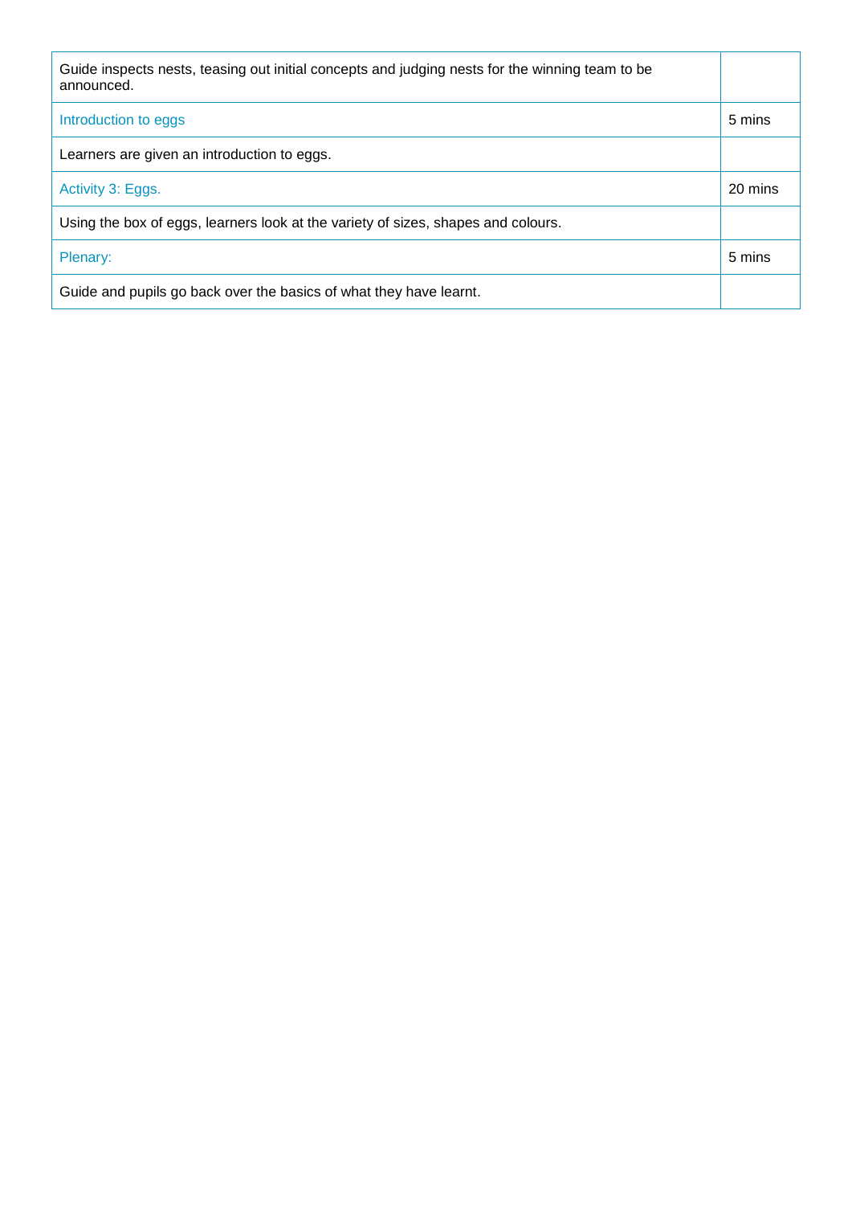| | |
|---|---|
| Guide inspects nests, teasing out initial concepts and judging nests for the winning team to be announced. | |
| Introduction to eggs | 5 mins |
| Learners are given an introduction to eggs. | |
| Activity 3: Eggs. | 20 mins |
| Using the box of eggs, learners look at the variety of sizes, shapes and colours. | |
| Plenary: | 5 mins |
| Guide and pupils go back over the basics of what they have learnt. | |